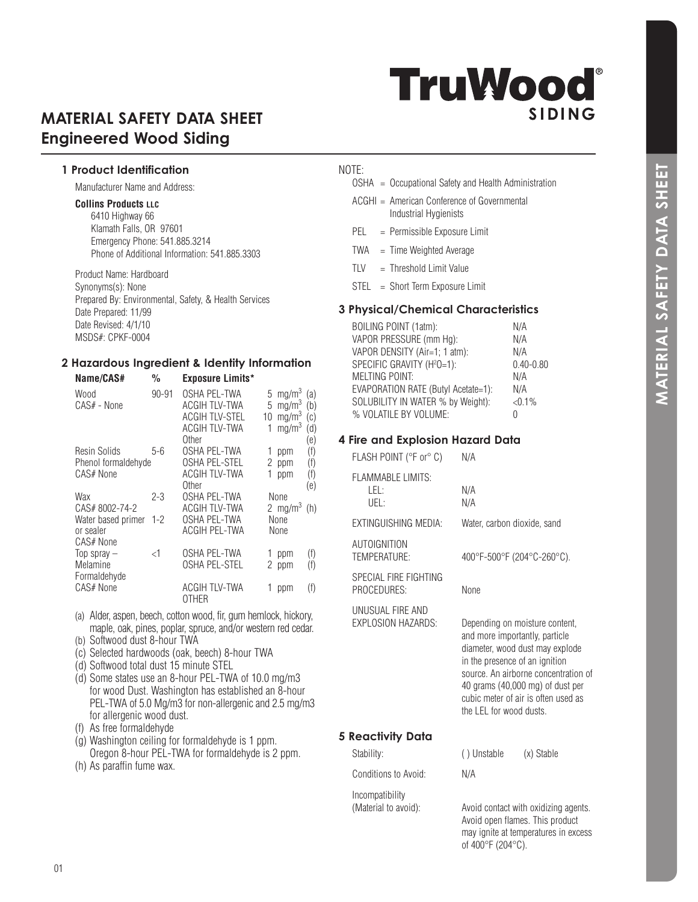# MATERIAL SAFETY DATA SHEET
## Engineered Wood Siding

TruWood® SIDING

### 1 Product Identification

Manufacturer Name and Address:

**Collins Products LLC**
6410 Highway 66
Klamath Falls, OR 97601
Emergency Phone: 541.885.3214
Phone of Additional Information: 541.885.3303

Product Name: Hardboard
Synonyms(s): None
Prepared By: Environmental, Safety, & Health Services
Date Prepared: 11/99
Date Revised: 4/1/10
MSDS#: CPKF-0004

### 2 Hazardous Ingredient & Identity Information

| Name/CAS# | % | Exposure Limits* | | |
|---|---|---|---|---|
| Wood CAS# - None | 90-91 | OSHA PEL-TWA | 5 mg/m$^3$ | (a) |
| | | ACGIH TLV-TWA | 5 mg/m$^3$ | (b) |
| | | ACGIH TLV-STEL | 10 mg/m$^3$ | (c) |
| | | ACGIH TLV-TWA | 1 mg/m$^3$ | (d) |
| | | Other | | (e) |
| Resin Solids Phenol formaldehyde CAS# None | 5-6 | OSHA PEL-TWA | 1 ppm | (f) |
| | | OSHA PEL-STEL | 2 ppm | (f) |
| | | ACGIH TLV-TWA | 1 ppm | (f) |
| | | Other | | (e) |
| Wax CAS# 8002-74-2 | 2-3 | OSHA PEL-TWA | None | |
| | | ACGIH TLV-TWA | 2 mg/m$^3$ | (h) |
| Water based primer or sealer CAS# None | 1-2 | OSHA PEL-TWA | None | |
| | | ACGIH PEL-TWA | None | |
| Top spray – Melamine Formaldehyde CAS# None | <1 | OSHA PEL-TWA | 1 ppm | (f) |
| | | OSHA PEL-STEL | 2 ppm | (f) |
| | | ACGIH TLV-TWA OTHER | 1 ppm | (f) |

(a) Alder, aspen, beech, cotton wood, fir, gum hemlock, hickory, maple, oak, pines, poplar, spruce, and/or western red cedar.
(b) Softwood dust 8-hour TWA
(c) Selected hardwoods (oak, beech) 8-hour TWA
(d) Softwood total dust 15 minute STEL
(d) Some states use an 8-hour PEL-TWA of 10.0 mg/m3 for wood Dust. Washington has established an 8-hour PEL-TWA of 5.0 Mg/m3 for non-allergenic and 2.5 mg/m3 for allergenic wood dust.
(f) As free formaldehyde
(g) Washington ceiling for formaldehyde is 1 ppm. Oregon 8-hour PEL-TWA for formaldehyde is 2 ppm.
(h) As paraffin fume wax.

NOTE:

- OSHA = Occupational Safety and Health Administration
- ACGHI = American Conference of Governmental Industrial Hygienists
- PEL = Permissible Exposure Limit
- TWA = Time Weighted Average
- TLV = Threshold Limit Value
- STEL = Short Term Exposure Limit

### 3 Physical/Chemical Characteristics

| | |
|---|---|
| BOILING POINT (1atm): | N/A |
| VAPOR PRESSURE (mm Hg): | N/A |
| VAPOR DENSITY (Air=1; 1 atm): | N/A |
| SPECIFIC GRAVITY ($H^2O$=1): | 0.40-0.80 |
| MELTING POINT: | N/A |
| EVAPORATION RATE (Butyl Acetate=1): | N/A |
| SOLUBILITY IN WATER % by Weight): | <0.1% |
| % VOLATILE BY VOLUME: | 0 |

### 4 Fire and Explosion Hazard Data

| | |
|---|---|
| FLASH POINT (°F or° C) | N/A |
| FLAMMABLE LIMITS: LEL: | N/A |
| UEL: | N/A |
| EXTINGUISHING MEDIA: | Water, carbon dioxide, sand |
| AUTOIGNITION TEMPERATURE: | 400°F-500°F (204°C-260°C). |
| SPECIAL FIRE FIGHTING PROCEDURES: | None |
| UNUSUAL FIRE AND EXPLOSION HAZARDS: | Depending on moisture content, and more importantly, particle diameter, wood dust may explode in the presence of an ignition source. An airborne concentration of 40 grams (40,000 mg) of dust per cubic meter of air is often used as the LEL for wood dusts. |

### 5 Reactivity Data

| | |
|---|---|
| Stability: | ( ) Unstable (x) Stable |
| Conditions to Avoid: | N/A |
| Incompatibility (Material to avoid): | Avoid contact with oxidizing agents. Avoid open flames. This product may ignite at temperatures in excess of 400°F (204°C). |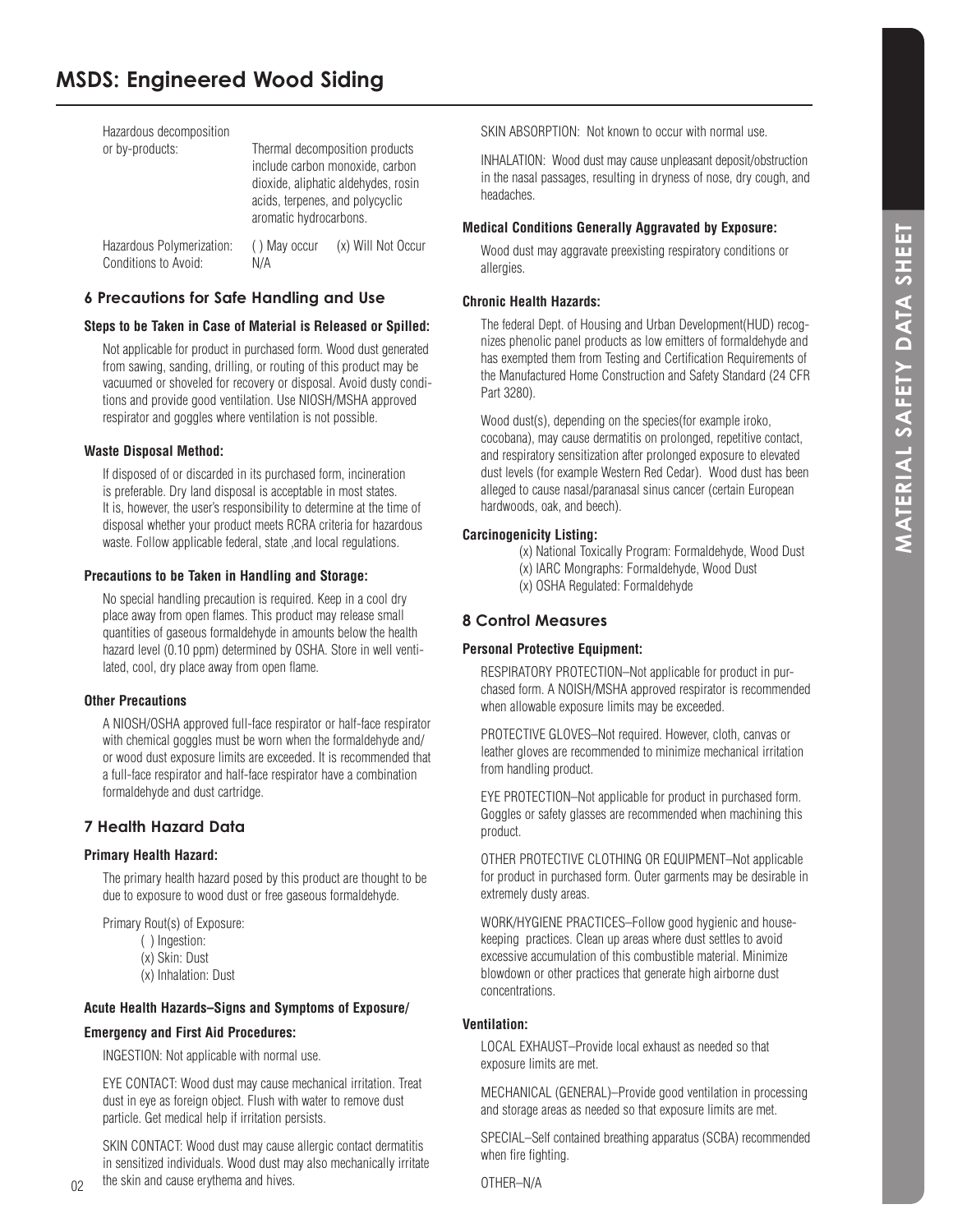# MSDS: Engineered Wood Siding

Hazardous decomposition or by-products: Thermal decomposition products include carbon monoxide, carbon dioxide, aliphatic aldehydes, rosin acids, terpenes, and polycyclic aromatic hydrocarbons.

Hazardous Polymerization: ( ) May occur (x) Will Not Occur

Conditions to Avoid: N/A

## 6 Precautions for Safe Handling and Use

**Steps to be Taken in Case of Material is Released or Spilled:**

Not applicable for product in purchased form. Wood dust generated from sawing, sanding, drilling, or routing of this product may be vacuumed or shoveled for recovery or disposal. Avoid dusty conditions and provide good ventilation. Use NIOSH/MSHA approved respirator and goggles where ventilation is not possible.

**Waste Disposal Method:**

If disposed of or discarded in its purchased form, incineration is preferable. Dry land disposal is acceptable in most states. It is, however, the user's responsibility to determine at the time of disposal whether your product meets RCRA criteria for hazardous waste. Follow applicable federal, state ,and local regulations.

**Precautions to be Taken in Handling and Storage:**

No special handling precaution is required. Keep in a cool dry place away from open flames. This product may release small quantities of gaseous formaldehyde in amounts below the health hazard level (0.10 ppm) determined by OSHA. Store in well ventilated, cool, dry place away from open flame.

**Other Precautions**

A NIOSH/OSHA approved full-face respirator or half-face respirator with chemical goggles must be worn when the formaldehyde and/or wood dust exposure limits are exceeded. It is recommended that a full-face respirator and half-face respirator have a combination formaldehyde and dust cartridge.

## 7 Health Hazard Data

**Primary Health Hazard:**

The primary health hazard posed by this product are thought to be due to exposure to wood dust or free gaseous formaldehyde.

Primary Rout(s) of Exposure:

( ) Ingestion:
(x) Skin: Dust
(x) Inhalation: Dust

**Acute Health Hazards–Signs and Symptoms of Exposure/**

**Emergency and First Aid Procedures:**

INGESTION: Not applicable with normal use.

EYE CONTACT: Wood dust may cause mechanical irritation. Treat dust in eye as foreign object. Flush with water to remove dust particle. Get medical help if irritation persists.

SKIN CONTACT: Wood dust may cause allergic contact dermatitis in sensitized individuals. Wood dust may also mechanically irritate the skin and cause erythema and hives.

SKIN ABSORPTION: Not known to occur with normal use.

INHALATION: Wood dust may cause unpleasant deposit/obstruction in the nasal passages, resulting in dryness of nose, dry cough, and headaches.

**Medical Conditions Generally Aggravated by Exposure:**

Wood dust may aggravate preexisting respiratory conditions or allergies.

**Chronic Health Hazards:**

The federal Dept. of Housing and Urban Development(HUD) recognizes phenolic panel products as low emitters of formaldehyde and has exempted them from Testing and Certification Requirements of the Manufactured Home Construction and Safety Standard (24 CFR Part 3280).

Wood dust(s), depending on the species(for example iroko, cocobana), may cause dermatitis on prolonged, repetitive contact, and respiratory sensitization after prolonged exposure to elevated dust levels (for example Western Red Cedar). Wood dust has been alleged to cause nasal/paranasal sinus cancer (certain European hardwoods, oak, and beech).

**Carcinogenicity Listing:**

(x) National Toxically Program: Formaldehyde, Wood Dust
(x) IARC Mongraphs: Formaldehyde, Wood Dust
(x) OSHA Regulated: Formaldehyde

## 8 Control Measures

**Personal Protective Equipment:**

RESPIRATORY PROTECTION–Not applicable for product in purchased form. A NOISH/MSHA approved respirator is recommended when allowable exposure limits may be exceeded.

PROTECTIVE GLOVES–Not required. However, cloth, canvas or leather gloves are recommended to minimize mechanical irritation from handling product.

EYE PROTECTION–Not applicable for product in purchased form. Goggles or safety glasses are recommended when machining this product.

OTHER PROTECTIVE CLOTHING OR EQUIPMENT–Not applicable for product in purchased form. Outer garments may be desirable in extremely dusty areas.

WORK/HYGIENE PRACTICES–Follow good hygienic and housekeeping practices. Clean up areas where dust settles to avoid excessive accumulation of this combustible material. Minimize blowdown or other practices that generate high airborne dust concentrations.

**Ventilation:**

LOCAL EXHAUST–Provide local exhaust as needed so that exposure limits are met.

MECHANICAL (GENERAL)–Provide good ventilation in processing and storage areas as needed so that exposure limits are met.

SPECIAL–Self contained breathing apparatus (SCBA) recommended when fire fighting.

OTHER–N/A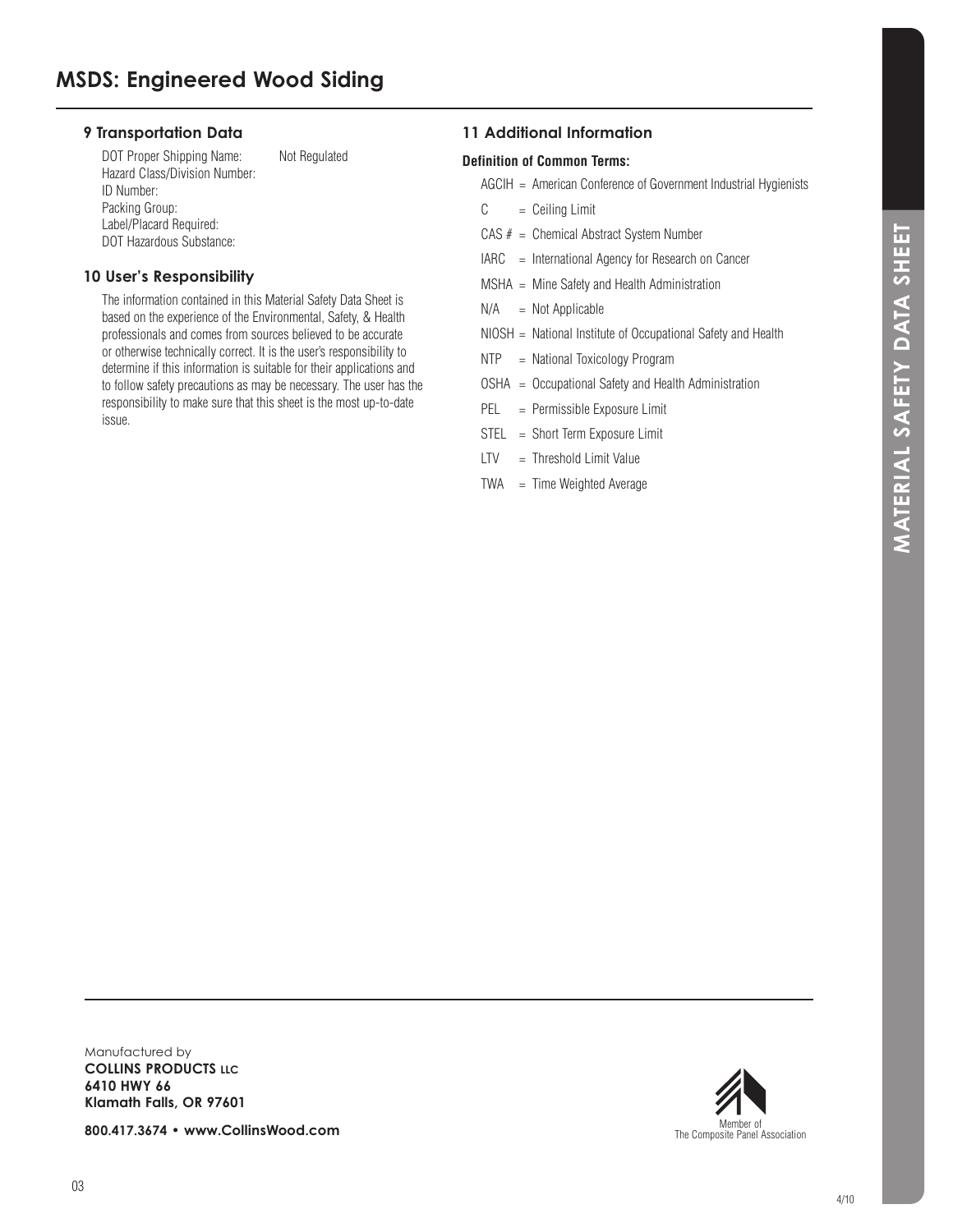# MSDS: Engineered Wood Siding

## 9 Transportation Data

| | |
|---|---|
| DOT Proper Shipping Name: | Not Regulated |
| Hazard Class/Division Number: | |
| ID Number: | |
| Packing Group: | |
| Label/Placard Required: | |
| DOT Hazardous Substance: | |

## 10 User's Responsibility

The information contained in this Material Safety Data Sheet is based on the experience of the Environmental, Safety, & Health professionals and comes from sources believed to be accurate or otherwise technically correct. It is the user's responsibility to determine if this information is suitable for their applications and to follow safety precautions as may be necessary. The user has the responsibility to make sure that this sheet is the most up-to-date issue.

## 11 Additional Information

**Definition of Common Terms:**

AGCIH = American Conference of Government Industrial Hygienists

C = Ceiling Limit

CAS # = Chemical Abstract System Number

IARC = International Agency for Research on Cancer

MSHA = Mine Safety and Health Administration

N/A = Not Applicable

NIOSH = National Institute of Occupational Safety and Health

NTP = National Toxicology Program

OSHA = Occupational Safety and Health Administration

PEL = Permissible Exposure Limit

STEL = Short Term Exposure Limit

LTV = Threshold Limit Value

TWA = Time Weighted Average

Manufactured by
**COLLINS PRODUCTS LLC**
**6410 HWY 66**
**Klamath Falls, OR 97601**

**800.417.3674 • www.CollinsWood.com**

Member of
The Composite Panel Association

4/10